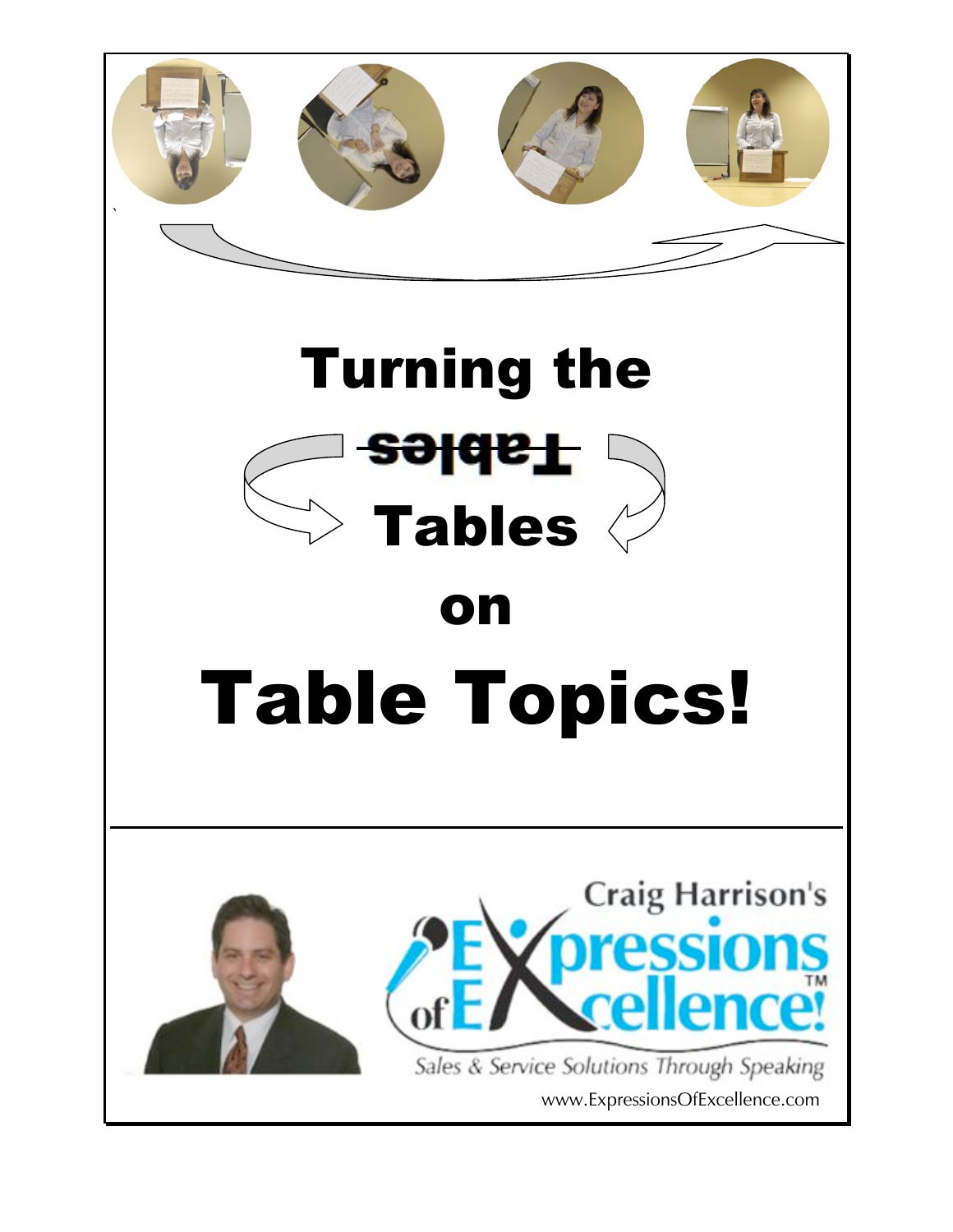# Turning the ~~Tables~~ Tables on Table Topics!

Craig Harrison's

Expressions of Excellence!™

*Sales & Service Solutions Through Speaking*

www.ExpressionsOfExcellence.com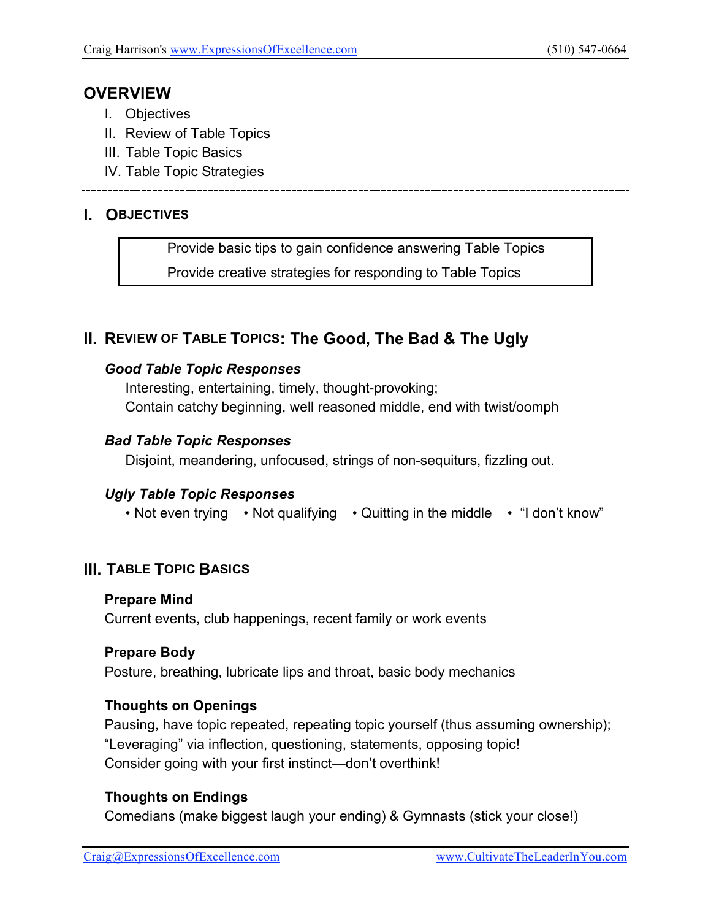## OVERVIEW

I. Objectives
II. Review of Table Topics
III. Table Topic Basics
IV. Table Topic Strategies

---

## I. OBJECTIVES

Provide basic tips to gain confidence answering Table Topics
Provide creative strategies for responding to Table Topics

## II. REVIEW OF TABLE TOPICS: The Good, The Bad & The Ugly

### *Good Table Topic Responses*

Interesting, entertaining, timely, thought-provoking;
Contain catchy beginning, well reasoned middle, end with twist/oomph

### *Bad Table Topic Responses*

Disjoint, meandering, unfocused, strings of non-sequiturs, fizzling out.

### *Ugly Table Topic Responses*

- Not even trying
- Not qualifying
- Quitting in the middle
- "I don't know"

## III. TABLE TOPIC BASICS

**Prepare Mind**
Current events, club happenings, recent family or work events

**Prepare Body**
Posture, breathing, lubricate lips and throat, basic body mechanics

**Thoughts on Openings**
Pausing, have topic repeated, repeating topic yourself (thus assuming ownership);
"Leveraging" via inflection, questioning, statements, opposing topic!
Consider going with your first instinct—don't overthink!

**Thoughts on Endings**
Comedians (make biggest laugh your ending) & Gymnasts (stick your close!)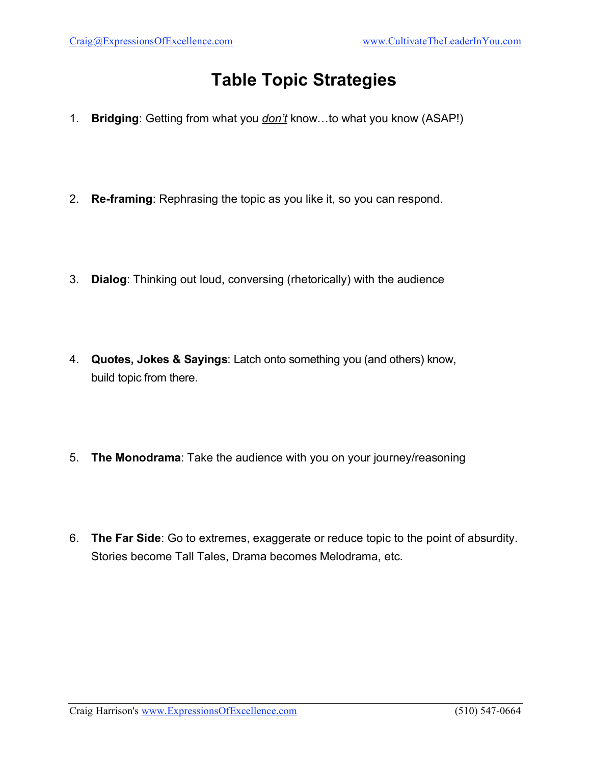# Table Topic Strategies

1. **Bridging**: Getting from what you ***don't*** know…to what you know (ASAP!)

2. **Re-framing**: Rephrasing the topic as you like it, so you can respond.

3. **Dialog**: Thinking out loud, conversing (rhetorically) with the audience

4. **Quotes, Jokes & Sayings**: Latch onto something you (and others) know, build topic from there.

5. **The Monodrama**: Take the audience with you on your journey/reasoning

6. **The Far Side**: Go to extremes, exaggerate or reduce topic to the point of absurdity. Stories become Tall Tales, Drama becomes Melodrama, etc.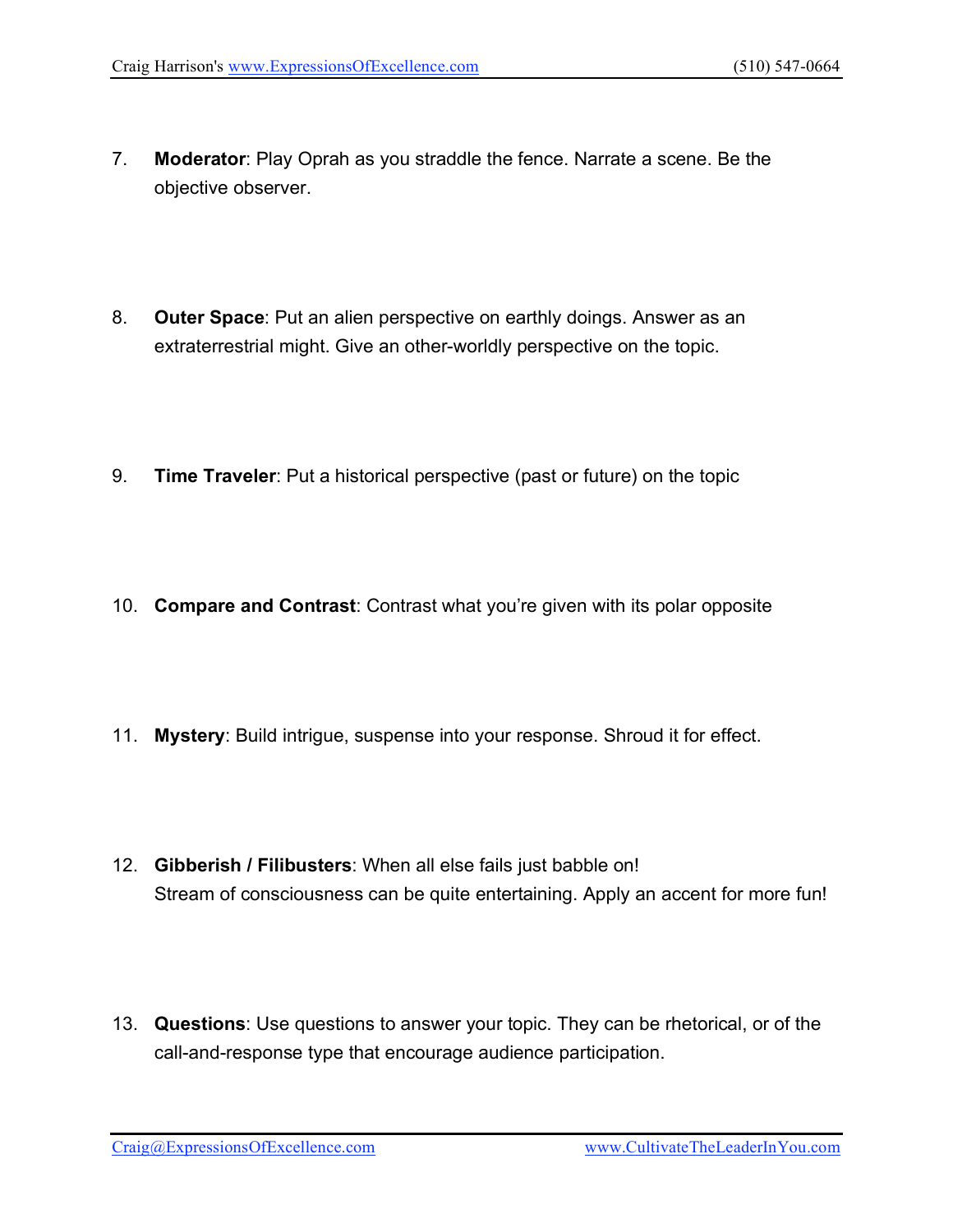7. **Moderator**: Play Oprah as you straddle the fence. Narrate a scene. Be the objective observer.

8. **Outer Space**: Put an alien perspective on earthly doings. Answer as an extraterrestrial might. Give an other-worldly perspective on the topic.

9. **Time Traveler**: Put a historical perspective (past or future) on the topic

10. **Compare and Contrast**: Contrast what you're given with its polar opposite

11. **Mystery**: Build intrigue, suspense into your response. Shroud it for effect.

12. **Gibberish / Filibusters**: When all else fails just babble on!  
    Stream of consciousness can be quite entertaining. Apply an accent for more fun!

13. **Questions**: Use questions to answer your topic. They can be rhetorical, or of the call-and-response type that encourage audience participation.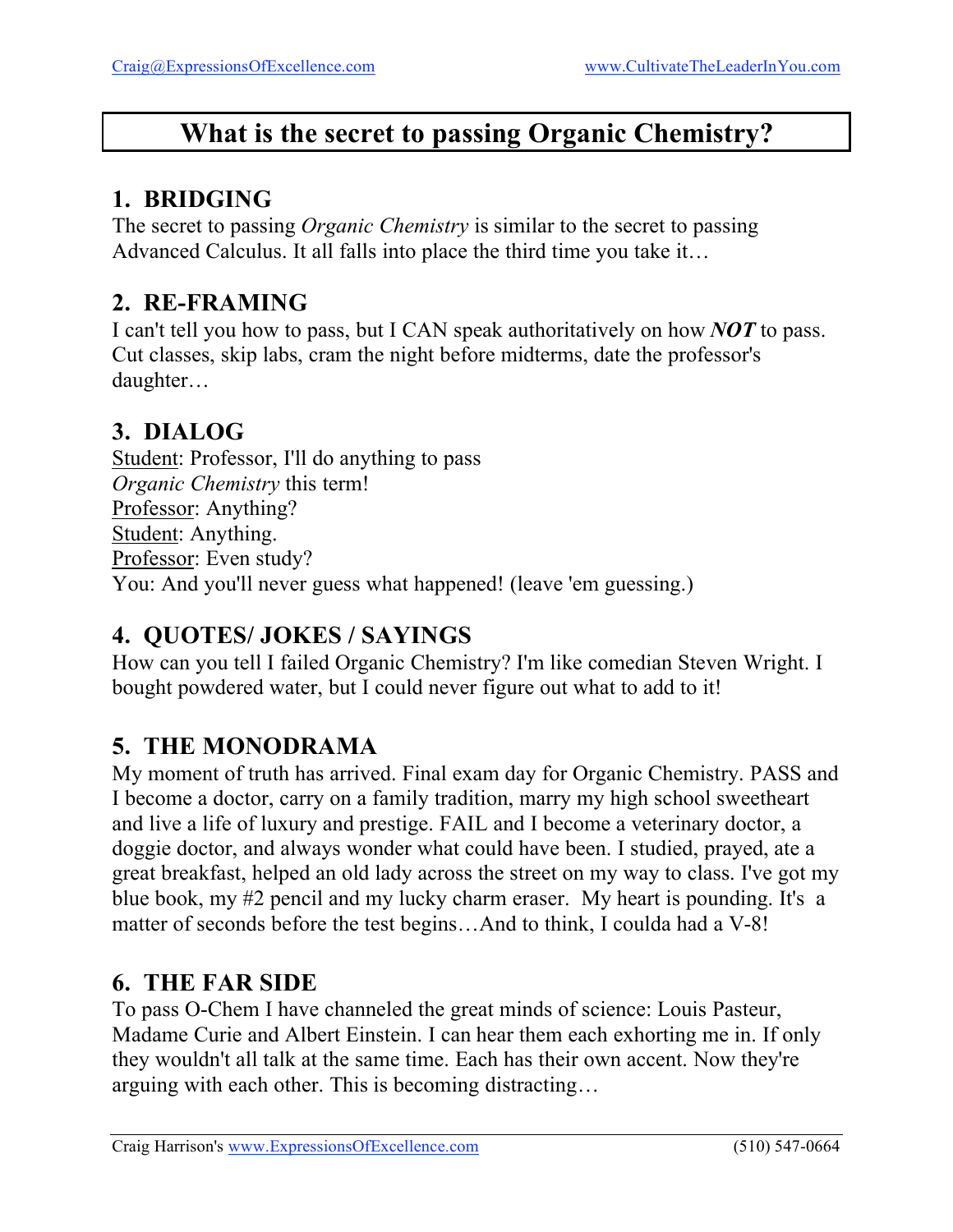# What is the secret to passing Organic Chemistry?

## 1. BRIDGING

The secret to passing *Organic Chemistry* is similar to the secret to passing Advanced Calculus. It all falls into place the third time you take it…

## 2. RE-FRAMING

I can't tell you how to pass, but I CAN speak authoritatively on how ***NOT*** to pass. Cut classes, skip labs, cram the night before midterms, date the professor's daughter…

## 3. DIALOG

Student: Professor, I'll do anything to pass *Organic Chemistry* this term!
Professor: Anything?
Student: Anything.
Professor: Even study?
You: And you'll never guess what happened! (leave 'em guessing.)

## 4. QUOTES/ JOKES / SAYINGS

How can you tell I failed Organic Chemistry? I'm like comedian Steven Wright. I bought powdered water, but I could never figure out what to add to it!

## 5. THE MONODRAMA

My moment of truth has arrived. Final exam day for Organic Chemistry. PASS and I become a doctor, carry on a family tradition, marry my high school sweetheart and live a life of luxury and prestige. FAIL and I become a veterinary doctor, a doggie doctor, and always wonder what could have been. I studied, prayed, ate a great breakfast, helped an old lady across the street on my way to class. I've got my blue book, my #2 pencil and my lucky charm eraser. My heart is pounding. It's a matter of seconds before the test begins…And to think, I coulda had a V-8!

## 6. THE FAR SIDE

To pass O-Chem I have channeled the great minds of science: Louis Pasteur, Madame Curie and Albert Einstein. I can hear them each exhorting me in. If only they wouldn't all talk at the same time. Each has their own accent. Now they're arguing with each other. This is becoming distracting…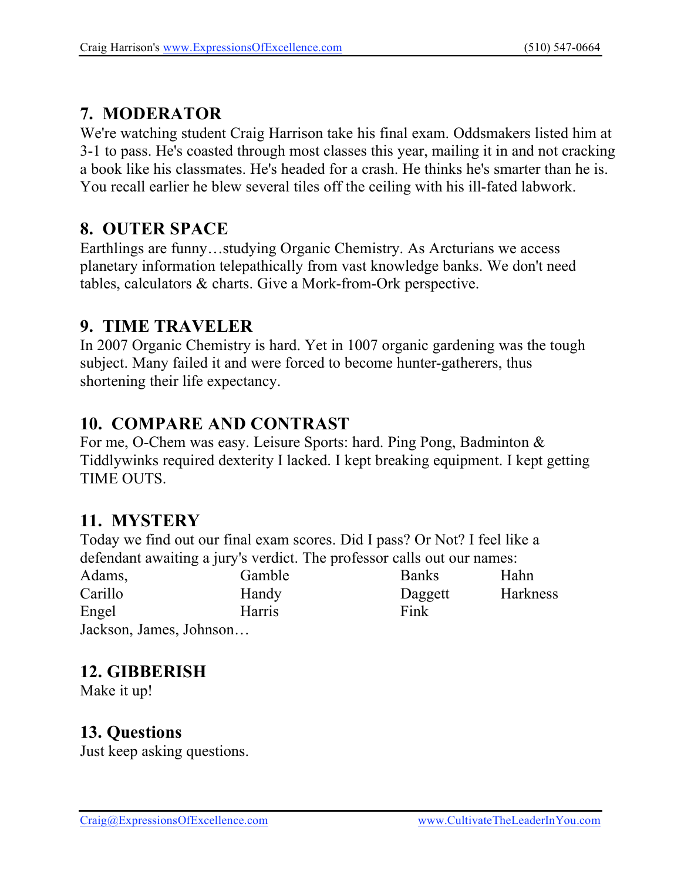## 7. MODERATOR

We're watching student Craig Harrison take his final exam. Oddsmakers listed him at 3-1 to pass. He's coasted through most classes this year, mailing it in and not cracking a book like his classmates. He's headed for a crash. He thinks he's smarter than he is. You recall earlier he blew several tiles off the ceiling with his ill-fated labwork.

## 8. OUTER SPACE

Earthlings are funny…studying Organic Chemistry. As Arcturians we access planetary information telepathically from vast knowledge banks. We don't need tables, calculators & charts. Give a Mork-from-Ork perspective.

## 9. TIME TRAVELER

In 2007 Organic Chemistry is hard. Yet in 1007 organic gardening was the tough subject. Many failed it and were forced to become hunter-gatherers, thus shortening their life expectancy.

## 10. COMPARE AND CONTRAST

For me, O-Chem was easy. Leisure Sports: hard. Ping Pong, Badminton & Tiddlywinks required dexterity I lacked. I kept breaking equipment. I kept getting TIME OUTS.

## 11. MYSTERY

Today we find out our final exam scores. Did I pass? Or Not? I feel like a defendant awaiting a jury's verdict. The professor calls out our names:

| | | | |
|---|---|---|---|
| Adams, | Gamble | Banks | Hahn |
| Carillo | Handy | Daggett | Harkness |
| Engel | Harris | Fink | |

Jackson, James, Johnson…

## 12. GIBBERISH

Make it up!

## 13. Questions

Just keep asking questions.